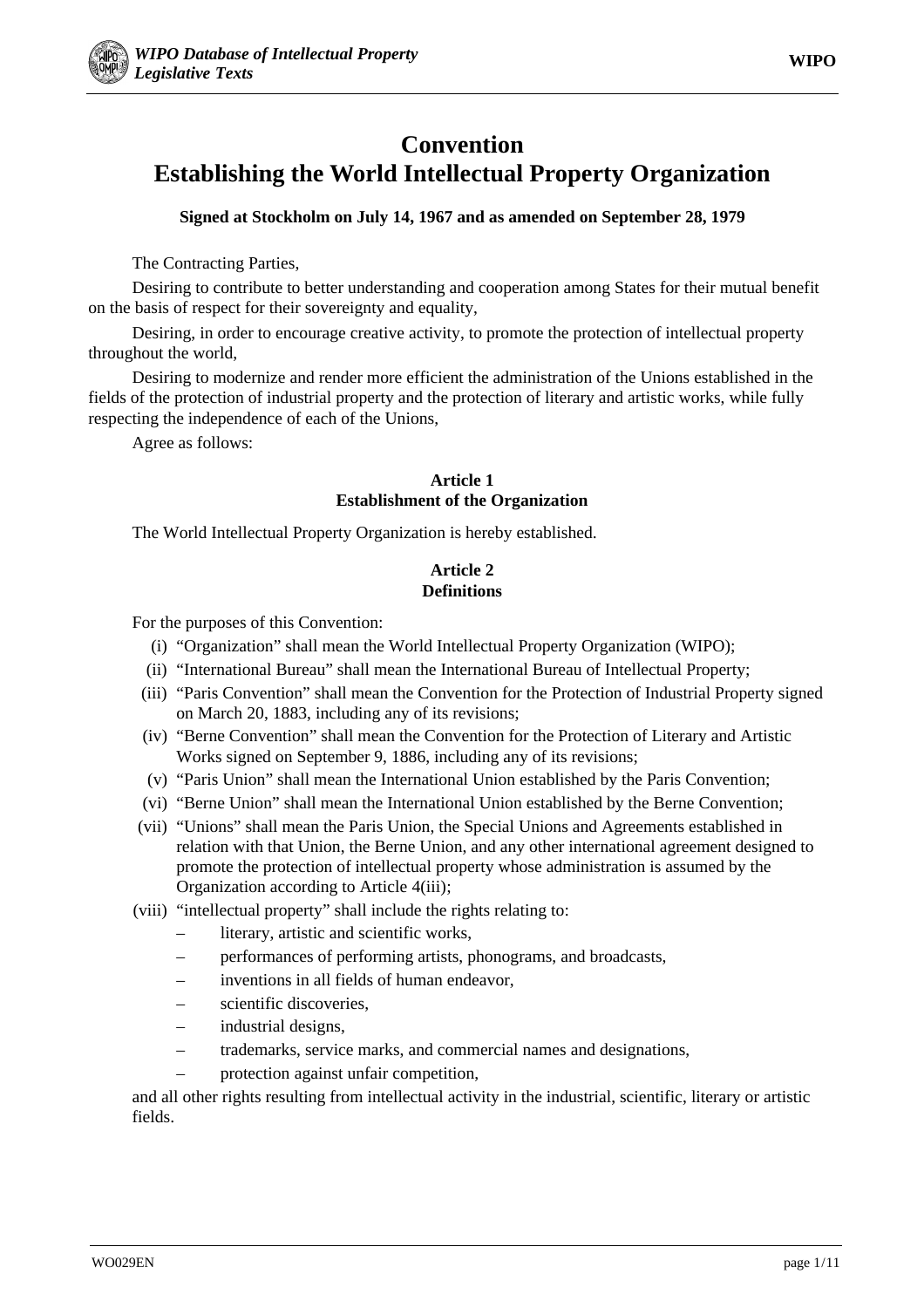# Convention Establishing the World Intellectual Property Organization

**Signed at Stockholm on July 14, 1967 and as amended on September 28, 1979**

The Contracting Parties,

Desiring to contribute to better understanding and cooperation among States for their mutual benefit on the basis of respect for their sovereignty and equality,

Desiring, in order to encourage creative activity, to promote the protection of intellectual property throughout the world,

Desiring to modernize and render more efficient the administration of the Unions established in the fields of the protection of industrial property and the protection of literary and artistic works, while fully respecting the independence of each of the Unions,

Agree as follows:

### Article 1
### Establishment of the Organization

The World Intellectual Property Organization is hereby established.

### Article 2
### Definitions

For the purposes of this Convention:

- (i) "Organization" shall mean the World Intellectual Property Organization (WIPO);
- (ii) "International Bureau" shall mean the International Bureau of Intellectual Property;
- (iii) "Paris Convention" shall mean the Convention for the Protection of Industrial Property signed on March 20, 1883, including any of its revisions;
- (iv) "Berne Convention" shall mean the Convention for the Protection of Literary and Artistic Works signed on September 9, 1886, including any of its revisions;
- (v) "Paris Union" shall mean the International Union established by the Paris Convention;
- (vi) "Berne Union" shall mean the International Union established by the Berne Convention;
- (vii) "Unions" shall mean the Paris Union, the Special Unions and Agreements established in relation with that Union, the Berne Union, and any other international agreement designed to promote the protection of intellectual property whose administration is assumed by the Organization according to Article 4(iii);
- (viii) "intellectual property" shall include the rights relating to:
  - literary, artistic and scientific works,
  - performances of performing artists, phonograms, and broadcasts,
  - inventions in all fields of human endeavor,
  - scientific discoveries,
  - industrial designs,
  - trademarks, service marks, and commercial names and designations,
  - protection against unfair competition,

  and all other rights resulting from intellectual activity in the industrial, scientific, literary or artistic fields.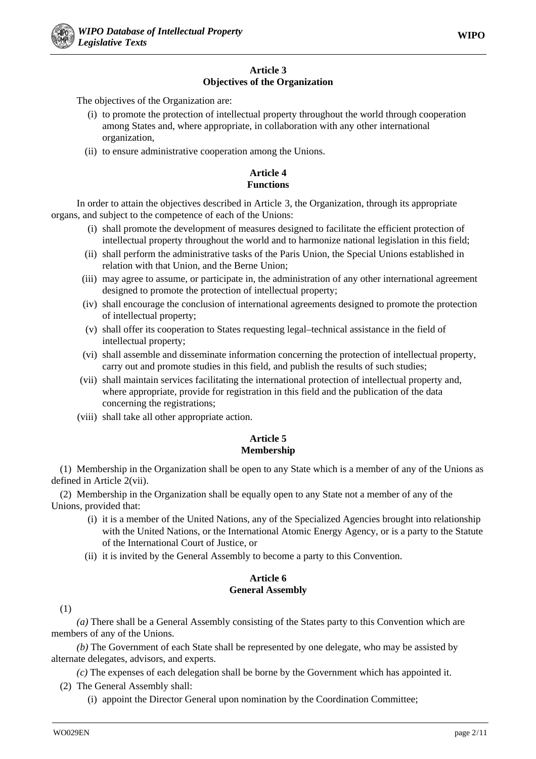### Article 3
### Objectives of the Organization

The objectives of the Organization are:

(i) to promote the protection of intellectual property throughout the world through cooperation among States and, where appropriate, in collaboration with any other international organization,

(ii) to ensure administrative cooperation among the Unions.

### Article 4
### Functions

In order to attain the objectives described in Article 3, the Organization, through its appropriate organs, and subject to the competence of each of the Unions:

(i) shall promote the development of measures designed to facilitate the efficient protection of intellectual property throughout the world and to harmonize national legislation in this field;

(ii) shall perform the administrative tasks of the Paris Union, the Special Unions established in relation with that Union, and the Berne Union;

(iii) may agree to assume, or participate in, the administration of any other international agreement designed to promote the protection of intellectual property;

(iv) shall encourage the conclusion of international agreements designed to promote the protection of intellectual property;

(v) shall offer its cooperation to States requesting legal–technical assistance in the field of intellectual property;

(vi) shall assemble and disseminate information concerning the protection of intellectual property, carry out and promote studies in this field, and publish the results of such studies;

(vii) shall maintain services facilitating the international protection of intellectual property and, where appropriate, provide for registration in this field and the publication of the data concerning the registrations;

(viii) shall take all other appropriate action.

### Article 5
### Membership

(1) Membership in the Organization shall be open to any State which is a member of any of the Unions as defined in Article 2(vii).

(2) Membership in the Organization shall be equally open to any State not a member of any of the Unions, provided that:

(i) it is a member of the United Nations, any of the Specialized Agencies brought into relationship with the United Nations, or the International Atomic Energy Agency, or is a party to the Statute of the International Court of Justice, or

(ii) it is invited by the General Assembly to become a party to this Convention.

### Article 6
### General Assembly

(1)

*(a)* There shall be a General Assembly consisting of the States party to this Convention which are members of any of the Unions.

*(b)* The Government of each State shall be represented by one delegate, who may be assisted by alternate delegates, advisors, and experts.

*(c)* The expenses of each delegation shall be borne by the Government which has appointed it.

(2) The General Assembly shall:

(i) appoint the Director General upon nomination by the Coordination Committee;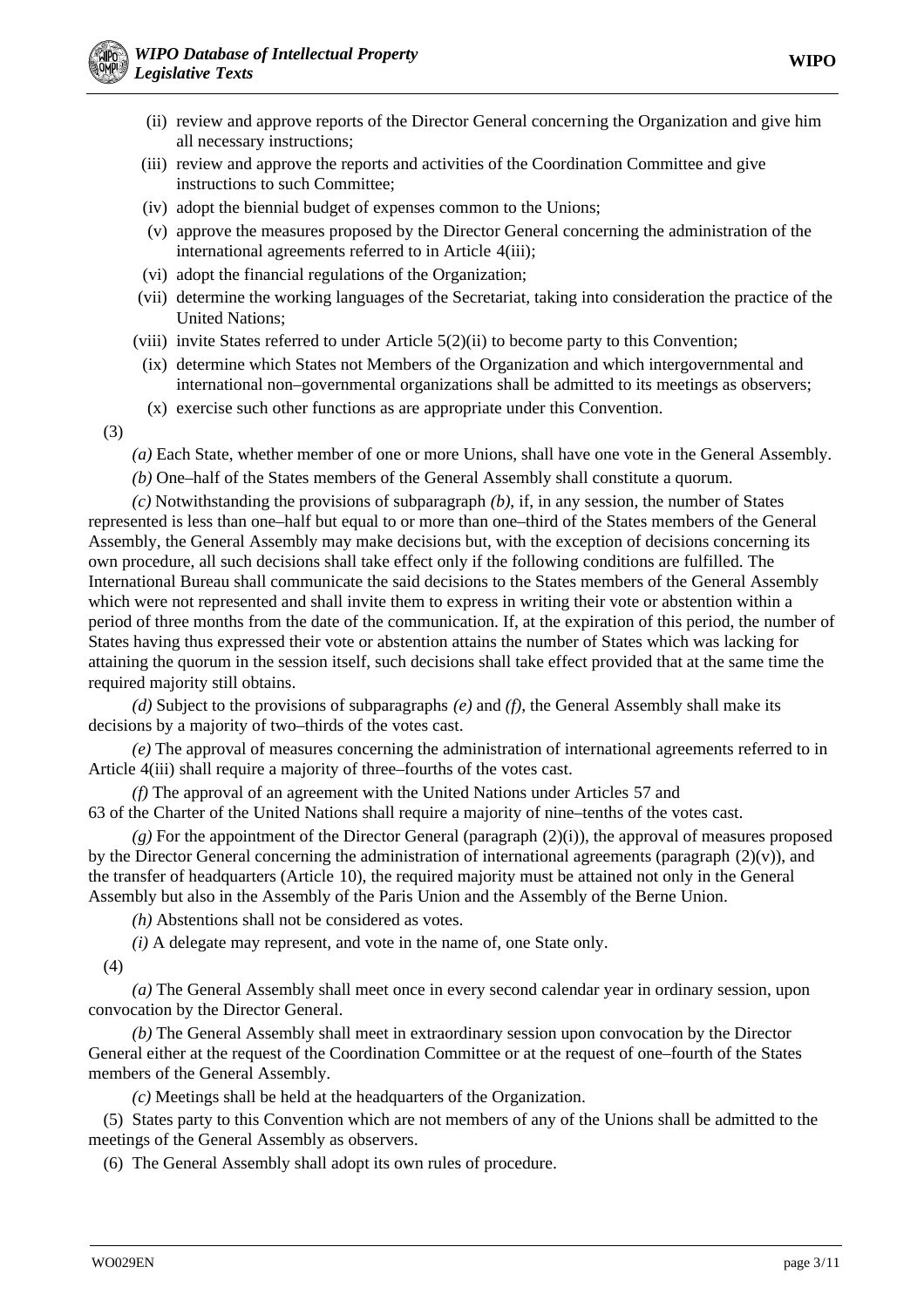(ii) review and approve reports of the Director General concerning the Organization and give him all necessary instructions;

(iii) review and approve the reports and activities of the Coordination Committee and give instructions to such Committee;

(iv) adopt the biennial budget of expenses common to the Unions;

(v) approve the measures proposed by the Director General concerning the administration of the international agreements referred to in Article 4(iii);

(vi) adopt the financial regulations of the Organization;

(vii) determine the working languages of the Secretariat, taking into consideration the practice of the United Nations;

(viii) invite States referred to under Article 5(2)(ii) to become party to this Convention;

(ix) determine which States not Members of the Organization and which intergovernmental and international non–governmental organizations shall be admitted to its meetings as observers;

(x) exercise such other functions as are appropriate under this Convention.

(3)

*(a)* Each State, whether member of one or more Unions, shall have one vote in the General Assembly.

*(b)* One–half of the States members of the General Assembly shall constitute a quorum.

*(c)* Notwithstanding the provisions of subparagraph *(b)*, if, in any session, the number of States represented is less than one–half but equal to or more than one–third of the States members of the General Assembly, the General Assembly may make decisions but, with the exception of decisions concerning its own procedure, all such decisions shall take effect only if the following conditions are fulfilled. The International Bureau shall communicate the said decisions to the States members of the General Assembly which were not represented and shall invite them to express in writing their vote or abstention within a period of three months from the date of the communication. If, at the expiration of this period, the number of States having thus expressed their vote or abstention attains the number of States which was lacking for attaining the quorum in the session itself, such decisions shall take effect provided that at the same time the required majority still obtains.

*(d)* Subject to the provisions of subparagraphs *(e)* and *(f)*, the General Assembly shall make its decisions by a majority of two–thirds of the votes cast.

*(e)* The approval of measures concerning the administration of international agreements referred to in Article 4(iii) shall require a majority of three–fourths of the votes cast.

*(f)* The approval of an agreement with the United Nations under Articles 57 and 63 of the Charter of the United Nations shall require a majority of nine–tenths of the votes cast.

*(g)* For the appointment of the Director General (paragraph (2)(i)), the approval of measures proposed by the Director General concerning the administration of international agreements (paragraph (2)(v)), and the transfer of headquarters (Article 10), the required majority must be attained not only in the General Assembly but also in the Assembly of the Paris Union and the Assembly of the Berne Union.

*(h)* Abstentions shall not be considered as votes.

*(i)* A delegate may represent, and vote in the name of, one State only.

(4)

*(a)* The General Assembly shall meet once in every second calendar year in ordinary session, upon convocation by the Director General.

*(b)* The General Assembly shall meet in extraordinary session upon convocation by the Director General either at the request of the Coordination Committee or at the request of one–fourth of the States members of the General Assembly.

*(c)* Meetings shall be held at the headquarters of the Organization.

(5) States party to this Convention which are not members of any of the Unions shall be admitted to the meetings of the General Assembly as observers.

(6) The General Assembly shall adopt its own rules of procedure.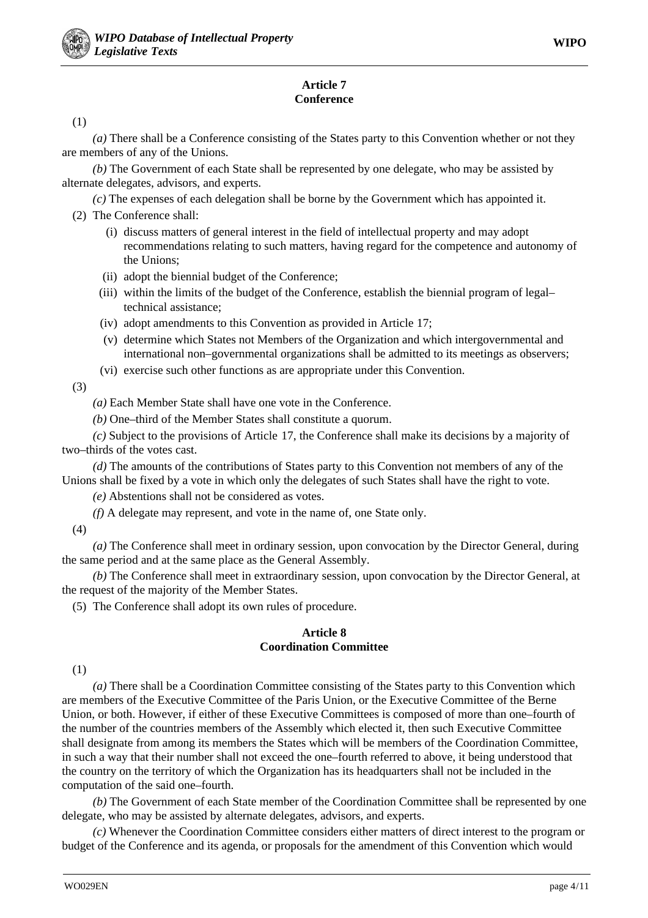### Article 7
### Conference

(1)

*(a)* There shall be a Conference consisting of the States party to this Convention whether or not they are members of any of the Unions.

*(b)* The Government of each State shall be represented by one delegate, who may be assisted by alternate delegates, advisors, and experts.

*(c)* The expenses of each delegation shall be borne by the Government which has appointed it.

(2) The Conference shall:

(i) discuss matters of general interest in the field of intellectual property and may adopt recommendations relating to such matters, having regard for the competence and autonomy of the Unions;

(ii) adopt the biennial budget of the Conference;

(iii) within the limits of the budget of the Conference, establish the biennial program of legal–technical assistance;

(iv) adopt amendments to this Convention as provided in Article 17;

(v) determine which States not Members of the Organization and which intergovernmental and international non–governmental organizations shall be admitted to its meetings as observers;

(vi) exercise such other functions as are appropriate under this Convention.

(3)

*(a)* Each Member State shall have one vote in the Conference.

*(b)* One–third of the Member States shall constitute a quorum.

*(c)* Subject to the provisions of Article 17, the Conference shall make its decisions by a majority of two–thirds of the votes cast.

*(d)* The amounts of the contributions of States party to this Convention not members of any of the Unions shall be fixed by a vote in which only the delegates of such States shall have the right to vote.

*(e)* Abstentions shall not be considered as votes.

*(f)* A delegate may represent, and vote in the name of, one State only.

(4)

*(a)* The Conference shall meet in ordinary session, upon convocation by the Director General, during the same period and at the same place as the General Assembly.

*(b)* The Conference shall meet in extraordinary session, upon convocation by the Director General, at the request of the majority of the Member States.

(5) The Conference shall adopt its own rules of procedure.

### Article 8
### Coordination Committee

(1)

*(a)* There shall be a Coordination Committee consisting of the States party to this Convention which are members of the Executive Committee of the Paris Union, or the Executive Committee of the Berne Union, or both. However, if either of these Executive Committees is composed of more than one–fourth of the number of the countries members of the Assembly which elected it, then such Executive Committee shall designate from among its members the States which will be members of the Coordination Committee, in such a way that their number shall not exceed the one–fourth referred to above, it being understood that the country on the territory of which the Organization has its headquarters shall not be included in the computation of the said one–fourth.

*(b)* The Government of each State member of the Coordination Committee shall be represented by one delegate, who may be assisted by alternate delegates, advisors, and experts.

*(c)* Whenever the Coordination Committee considers either matters of direct interest to the program or budget of the Conference and its agenda, or proposals for the amendment of this Convention which would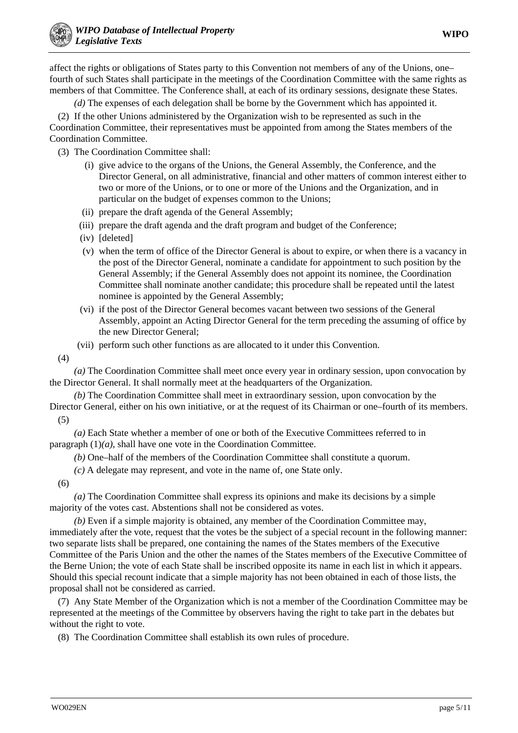affect the rights or obligations of States party to this Convention not members of any of the Unions, one–fourth of such States shall participate in the meetings of the Coordination Committee with the same rights as members of that Committee. The Conference shall, at each of its ordinary sessions, designate these States.

*(d)* The expenses of each delegation shall be borne by the Government which has appointed it.

(2) If the other Unions administered by the Organization wish to be represented as such in the Coordination Committee, their representatives must be appointed from among the States members of the Coordination Committee.

(3) The Coordination Committee shall:

(i) give advice to the organs of the Unions, the General Assembly, the Conference, and the Director General, on all administrative, financial and other matters of common interest either to two or more of the Unions, or to one or more of the Unions and the Organization, and in particular on the budget of expenses common to the Unions;

(ii) prepare the draft agenda of the General Assembly;

(iii) prepare the draft agenda and the draft program and budget of the Conference;

(iv) [deleted]

(v) when the term of office of the Director General is about to expire, or when there is a vacancy in the post of the Director General, nominate a candidate for appointment to such position by the General Assembly; if the General Assembly does not appoint its nominee, the Coordination Committee shall nominate another candidate; this procedure shall be repeated until the latest nominee is appointed by the General Assembly;

(vi) if the post of the Director General becomes vacant between two sessions of the General Assembly, appoint an Acting Director General for the term preceding the assuming of office by the new Director General;

(vii) perform such other functions as are allocated to it under this Convention.

(4)

*(a)* The Coordination Committee shall meet once every year in ordinary session, upon convocation by the Director General. It shall normally meet at the headquarters of the Organization.

*(b)* The Coordination Committee shall meet in extraordinary session, upon convocation by the Director General, either on his own initiative, or at the request of its Chairman or one–fourth of its members.

(5)

*(a)* Each State whether a member of one or both of the Executive Committees referred to in paragraph (1)*(a)*, shall have one vote in the Coordination Committee.

*(b)* One–half of the members of the Coordination Committee shall constitute a quorum.

*(c)* A delegate may represent, and vote in the name of, one State only.

(6)

*(a)* The Coordination Committee shall express its opinions and make its decisions by a simple majority of the votes cast. Abstentions shall not be considered as votes.

*(b)* Even if a simple majority is obtained, any member of the Coordination Committee may, immediately after the vote, request that the votes be the subject of a special recount in the following manner: two separate lists shall be prepared, one containing the names of the States members of the Executive Committee of the Paris Union and the other the names of the States members of the Executive Committee of the Berne Union; the vote of each State shall be inscribed opposite its name in each list in which it appears. Should this special recount indicate that a simple majority has not been obtained in each of those lists, the proposal shall not be considered as carried.

(7) Any State Member of the Organization which is not a member of the Coordination Committee may be represented at the meetings of the Committee by observers having the right to take part in the debates but without the right to vote.

(8) The Coordination Committee shall establish its own rules of procedure.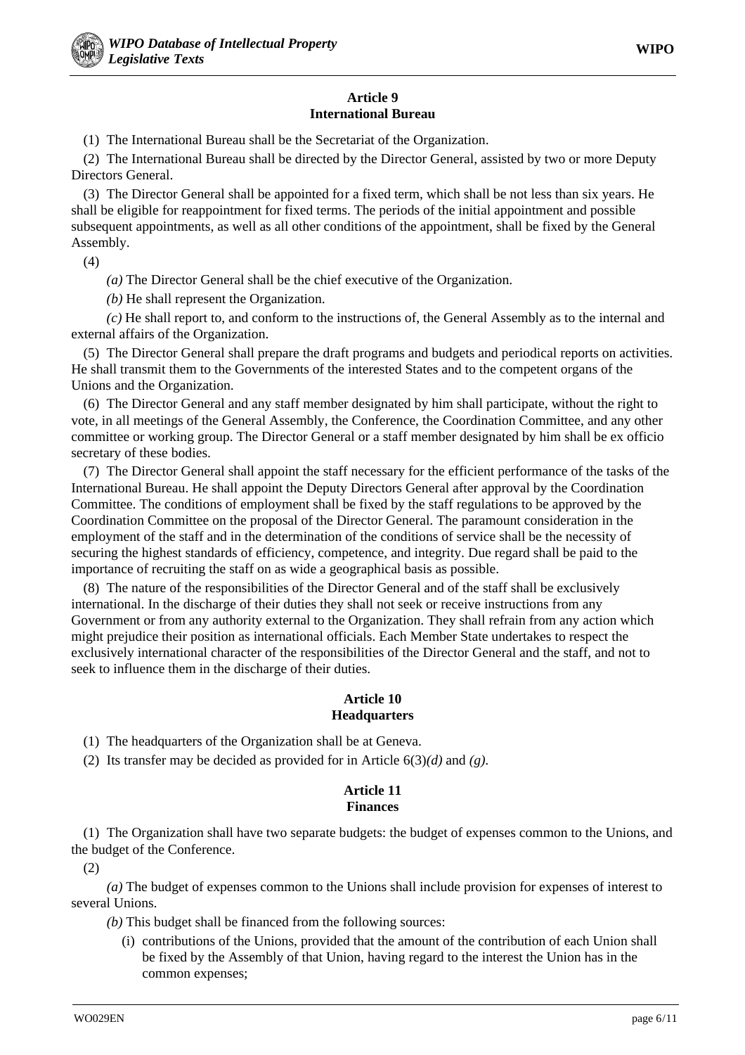**Article 9**
**International Bureau**

(1) The International Bureau shall be the Secretariat of the Organization.

(2) The International Bureau shall be directed by the Director General, assisted by two or more Deputy Directors General.

(3) The Director General shall be appointed for a fixed term, which shall be not less than six years. He shall be eligible for reappointment for fixed terms. The periods of the initial appointment and possible subsequent appointments, as well as all other conditions of the appointment, shall be fixed by the General Assembly.

(4)

*(a)* The Director General shall be the chief executive of the Organization.

*(b)* He shall represent the Organization.

*(c)* He shall report to, and conform to the instructions of, the General Assembly as to the internal and external affairs of the Organization.

(5) The Director General shall prepare the draft programs and budgets and periodical reports on activities. He shall transmit them to the Governments of the interested States and to the competent organs of the Unions and the Organization.

(6) The Director General and any staff member designated by him shall participate, without the right to vote, in all meetings of the General Assembly, the Conference, the Coordination Committee, and any other committee or working group. The Director General or a staff member designated by him shall be ex officio secretary of these bodies.

(7) The Director General shall appoint the staff necessary for the efficient performance of the tasks of the International Bureau. He shall appoint the Deputy Directors General after approval by the Coordination Committee. The conditions of employment shall be fixed by the staff regulations to be approved by the Coordination Committee on the proposal of the Director General. The paramount consideration in the employment of the staff and in the determination of the conditions of service shall be the necessity of securing the highest standards of efficiency, competence, and integrity. Due regard shall be paid to the importance of recruiting the staff on as wide a geographical basis as possible.

(8) The nature of the responsibilities of the Director General and of the staff shall be exclusively international. In the discharge of their duties they shall not seek or receive instructions from any Government or from any authority external to the Organization. They shall refrain from any action which might prejudice their position as international officials. Each Member State undertakes to respect the exclusively international character of the responsibilities of the Director General and the staff, and not to seek to influence them in the discharge of their duties.

**Article 10**
**Headquarters**

(1) The headquarters of the Organization shall be at Geneva.

(2) Its transfer may be decided as provided for in Article 6(3)*(d)* and *(g)*.

**Article 11**
**Finances**

(1) The Organization shall have two separate budgets: the budget of expenses common to the Unions, and the budget of the Conference.

(2)

*(a)* The budget of expenses common to the Unions shall include provision for expenses of interest to several Unions.

*(b)* This budget shall be financed from the following sources:

(i) contributions of the Unions, provided that the amount of the contribution of each Union shall be fixed by the Assembly of that Union, having regard to the interest the Union has in the common expenses;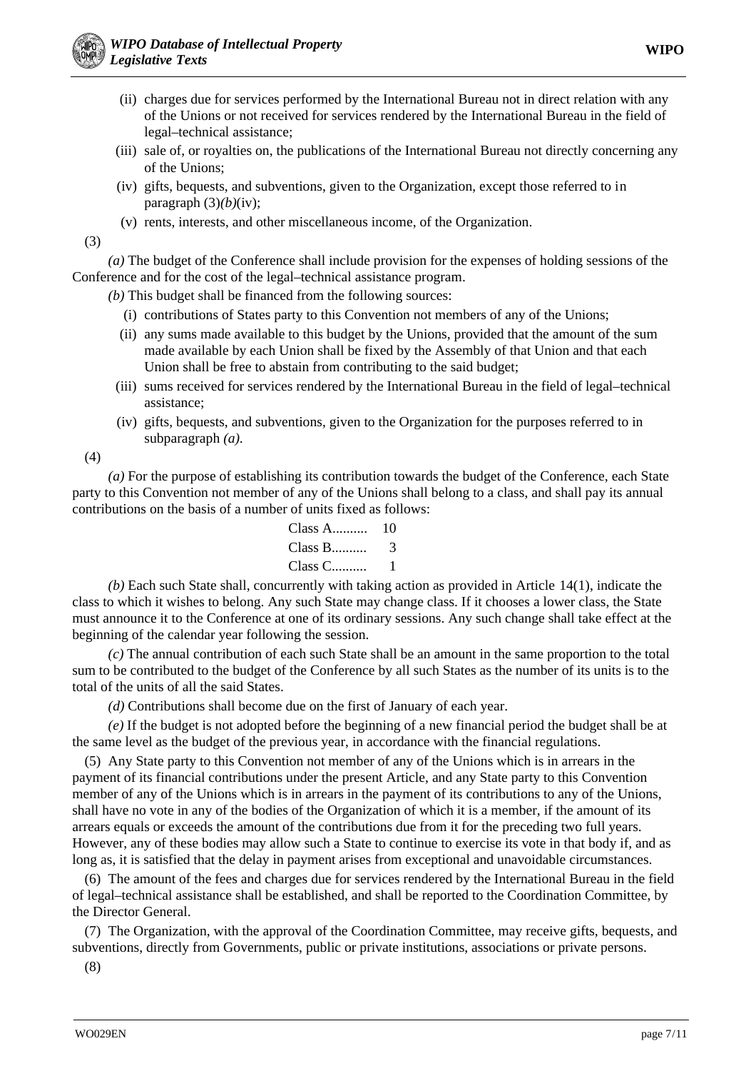(ii) charges due for services performed by the International Bureau not in direct relation with any of the Unions or not received for services rendered by the International Bureau in the field of legal–technical assistance;

(iii) sale of, or royalties on, the publications of the International Bureau not directly concerning any of the Unions;

(iv) gifts, bequests, and subventions, given to the Organization, except those referred to in paragraph (3)*(b)*(iv);

(v) rents, interests, and other miscellaneous income, of the Organization.

(3)

*(a)* The budget of the Conference shall include provision for the expenses of holding sessions of the Conference and for the cost of the legal–technical assistance program.

*(b)* This budget shall be financed from the following sources:

(i) contributions of States party to this Convention not members of any of the Unions;

(ii) any sums made available to this budget by the Unions, provided that the amount of the sum made available by each Union shall be fixed by the Assembly of that Union and that each Union shall be free to abstain from contributing to the said budget;

(iii) sums received for services rendered by the International Bureau in the field of legal–technical assistance;

(iv) gifts, bequests, and subventions, given to the Organization for the purposes referred to in subparagraph *(a)*.

(4)

*(a)* For the purpose of establishing its contribution towards the budget of the Conference, each State party to this Convention not member of any of the Unions shall belong to a class, and shall pay its annual contributions on the basis of a number of units fixed as follows:

Class A.......... 10
Class B.......... 3
Class C.......... 1

*(b)* Each such State shall, concurrently with taking action as provided in Article 14(1), indicate the class to which it wishes to belong. Any such State may change class. If it chooses a lower class, the State must announce it to the Conference at one of its ordinary sessions. Any such change shall take effect at the beginning of the calendar year following the session.

*(c)* The annual contribution of each such State shall be an amount in the same proportion to the total sum to be contributed to the budget of the Conference by all such States as the number of its units is to the total of the units of all the said States.

*(d)* Contributions shall become due on the first of January of each year.

*(e)* If the budget is not adopted before the beginning of a new financial period the budget shall be at the same level as the budget of the previous year, in accordance with the financial regulations.

(5) Any State party to this Convention not member of any of the Unions which is in arrears in the payment of its financial contributions under the present Article, and any State party to this Convention member of any of the Unions which is in arrears in the payment of its contributions to any of the Unions, shall have no vote in any of the bodies of the Organization of which it is a member, if the amount of its arrears equals or exceeds the amount of the contributions due from it for the preceding two full years. However, any of these bodies may allow such a State to continue to exercise its vote in that body if, and as long as, it is satisfied that the delay in payment arises from exceptional and unavoidable circumstances.

(6) The amount of the fees and charges due for services rendered by the International Bureau in the field of legal–technical assistance shall be established, and shall be reported to the Coordination Committee, by the Director General.

(7) The Organization, with the approval of the Coordination Committee, may receive gifts, bequests, and subventions, directly from Governments, public or private institutions, associations or private persons.

(8)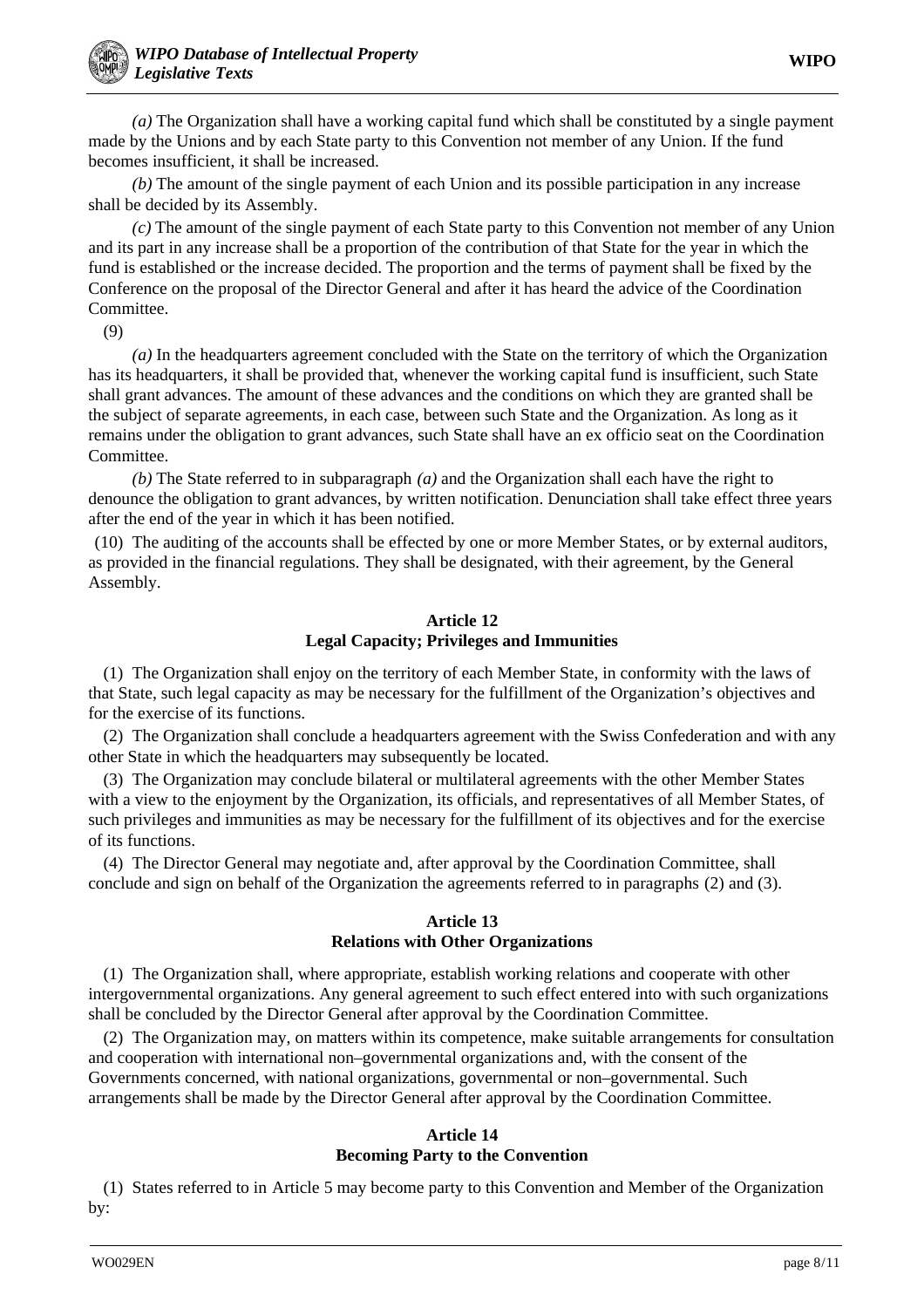*(a)* The Organization shall have a working capital fund which shall be constituted by a single payment made by the Unions and by each State party to this Convention not member of any Union. If the fund becomes insufficient, it shall be increased.

*(b)* The amount of the single payment of each Union and its possible participation in any increase shall be decided by its Assembly.

*(c)* The amount of the single payment of each State party to this Convention not member of any Union and its part in any increase shall be a proportion of the contribution of that State for the year in which the fund is established or the increase decided. The proportion and the terms of payment shall be fixed by the Conference on the proposal of the Director General and after it has heard the advice of the Coordination Committee.

(9)

*(a)* In the headquarters agreement concluded with the State on the territory of which the Organization has its headquarters, it shall be provided that, whenever the working capital fund is insufficient, such State shall grant advances. The amount of these advances and the conditions on which they are granted shall be the subject of separate agreements, in each case, between such State and the Organization. As long as it remains under the obligation to grant advances, such State shall have an ex officio seat on the Coordination Committee.

*(b)* The State referred to in subparagraph *(a)* and the Organization shall each have the right to denounce the obligation to grant advances, by written notification. Denunciation shall take effect three years after the end of the year in which it has been notified.

(10) The auditing of the accounts shall be effected by one or more Member States, or by external auditors, as provided in the financial regulations. They shall be designated, with their agreement, by the General Assembly.

**Article 12**
**Legal Capacity; Privileges and Immunities**

(1) The Organization shall enjoy on the territory of each Member State, in conformity with the laws of that State, such legal capacity as may be necessary for the fulfillment of the Organization's objectives and for the exercise of its functions.

(2) The Organization shall conclude a headquarters agreement with the Swiss Confederation and with any other State in which the headquarters may subsequently be located.

(3) The Organization may conclude bilateral or multilateral agreements with the other Member States with a view to the enjoyment by the Organization, its officials, and representatives of all Member States, of such privileges and immunities as may be necessary for the fulfillment of its objectives and for the exercise of its functions.

(4) The Director General may negotiate and, after approval by the Coordination Committee, shall conclude and sign on behalf of the Organization the agreements referred to in paragraphs (2) and (3).

**Article 13**
**Relations with Other Organizations**

(1) The Organization shall, where appropriate, establish working relations and cooperate with other intergovernmental organizations. Any general agreement to such effect entered into with such organizations shall be concluded by the Director General after approval by the Coordination Committee.

(2) The Organization may, on matters within its competence, make suitable arrangements for consultation and cooperation with international non–governmental organizations and, with the consent of the Governments concerned, with national organizations, governmental or non–governmental. Such arrangements shall be made by the Director General after approval by the Coordination Committee.

**Article 14**
**Becoming Party to the Convention**

(1) States referred to in Article 5 may become party to this Convention and Member of the Organization by: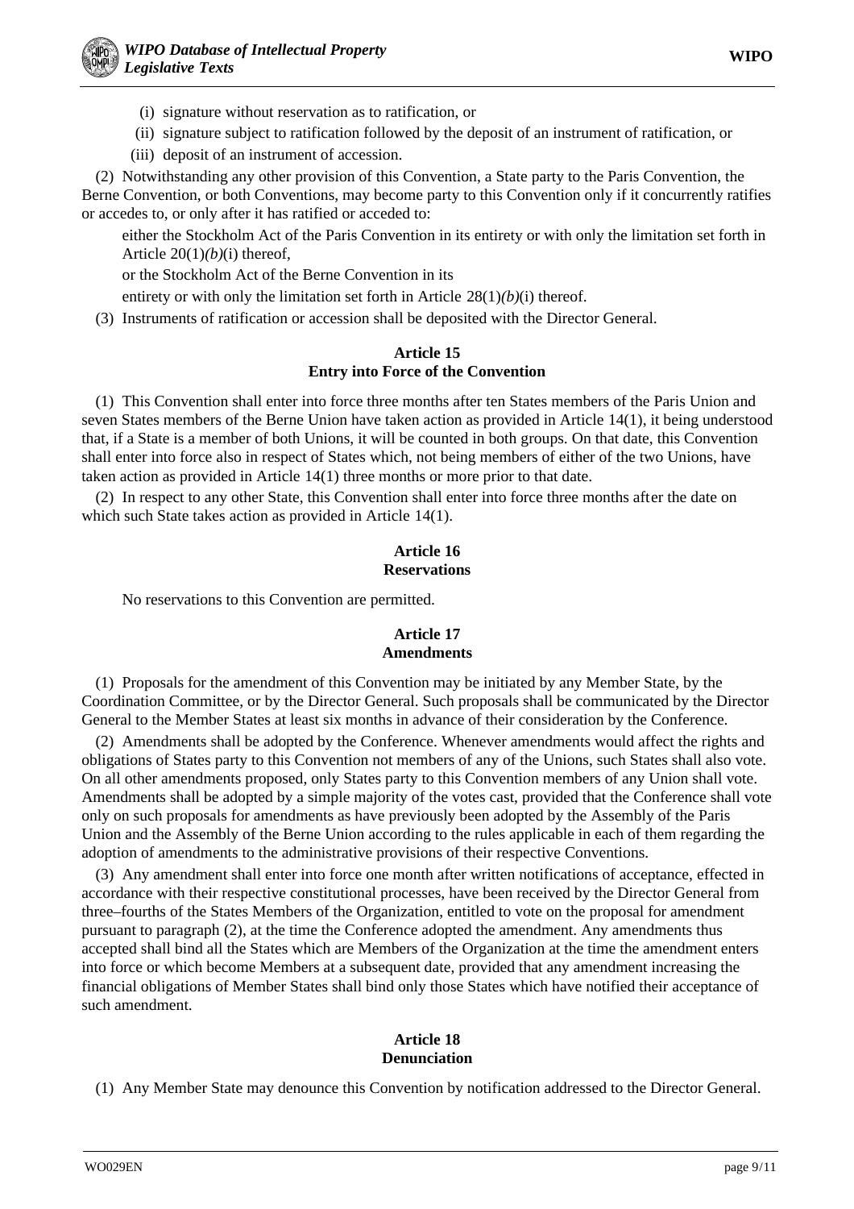(i) signature without reservation as to ratification, or

(ii) signature subject to ratification followed by the deposit of an instrument of ratification, or

(iii) deposit of an instrument of accession.

(2) Notwithstanding any other provision of this Convention, a State party to the Paris Convention, the Berne Convention, or both Conventions, may become party to this Convention only if it concurrently ratifies or accedes to, or only after it has ratified or acceded to:

either the Stockholm Act of the Paris Convention in its entirety or with only the limitation set forth in Article 20(1)*(b)*(i) thereof,

or the Stockholm Act of the Berne Convention in its

entirety or with only the limitation set forth in Article 28(1)*(b)*(i) thereof.

(3) Instruments of ratification or accession shall be deposited with the Director General.

**Article 15**
**Entry into Force of the Convention**

(1) This Convention shall enter into force three months after ten States members of the Paris Union and seven States members of the Berne Union have taken action as provided in Article 14(1), it being understood that, if a State is a member of both Unions, it will be counted in both groups. On that date, this Convention shall enter into force also in respect of States which, not being members of either of the two Unions, have taken action as provided in Article 14(1) three months or more prior to that date.

(2) In respect to any other State, this Convention shall enter into force three months after the date on which such State takes action as provided in Article 14(1).

**Article 16**
**Reservations**

No reservations to this Convention are permitted.

**Article 17**
**Amendments**

(1) Proposals for the amendment of this Convention may be initiated by any Member State, by the Coordination Committee, or by the Director General. Such proposals shall be communicated by the Director General to the Member States at least six months in advance of their consideration by the Conference.

(2) Amendments shall be adopted by the Conference. Whenever amendments would affect the rights and obligations of States party to this Convention not members of any of the Unions, such States shall also vote. On all other amendments proposed, only States party to this Convention members of any Union shall vote. Amendments shall be adopted by a simple majority of the votes cast, provided that the Conference shall vote only on such proposals for amendments as have previously been adopted by the Assembly of the Paris Union and the Assembly of the Berne Union according to the rules applicable in each of them regarding the adoption of amendments to the administrative provisions of their respective Conventions.

(3) Any amendment shall enter into force one month after written notifications of acceptance, effected in accordance with their respective constitutional processes, have been received by the Director General from three–fourths of the States Members of the Organization, entitled to vote on the proposal for amendment pursuant to paragraph (2), at the time the Conference adopted the amendment. Any amendments thus accepted shall bind all the States which are Members of the Organization at the time the amendment enters into force or which become Members at a subsequent date, provided that any amendment increasing the financial obligations of Member States shall bind only those States which have notified their acceptance of such amendment.

**Article 18**
**Denunciation**

(1) Any Member State may denounce this Convention by notification addressed to the Director General.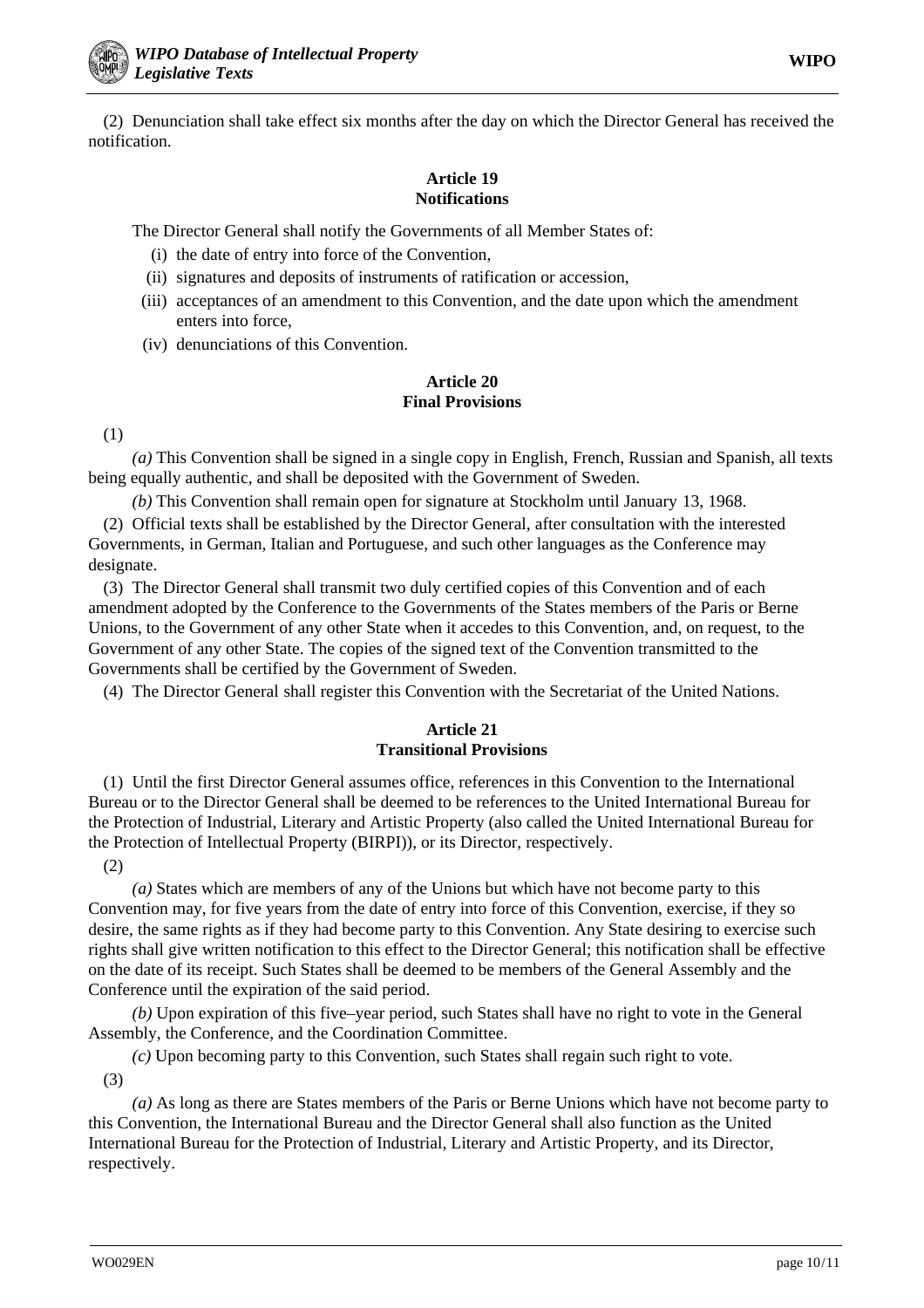(2) Denunciation shall take effect six months after the day on which the Director General has received the notification.

### Article 19
### Notifications

The Director General shall notify the Governments of all Member States of:

(i) the date of entry into force of the Convention,

(ii) signatures and deposits of instruments of ratification or accession,

(iii) acceptances of an amendment to this Convention, and the date upon which the amendment enters into force,

(iv) denunciations of this Convention.

### Article 20
### Final Provisions

(1)

*(a)* This Convention shall be signed in a single copy in English, French, Russian and Spanish, all texts being equally authentic, and shall be deposited with the Government of Sweden.

*(b)* This Convention shall remain open for signature at Stockholm until January 13, 1968.

(2) Official texts shall be established by the Director General, after consultation with the interested Governments, in German, Italian and Portuguese, and such other languages as the Conference may designate.

(3) The Director General shall transmit two duly certified copies of this Convention and of each amendment adopted by the Conference to the Governments of the States members of the Paris or Berne Unions, to the Government of any other State when it accedes to this Convention, and, on request, to the Government of any other State. The copies of the signed text of the Convention transmitted to the Governments shall be certified by the Government of Sweden.

(4) The Director General shall register this Convention with the Secretariat of the United Nations.

### Article 21
### Transitional Provisions

(1) Until the first Director General assumes office, references in this Convention to the International Bureau or to the Director General shall be deemed to be references to the United International Bureau for the Protection of Industrial, Literary and Artistic Property (also called the United International Bureau for the Protection of Intellectual Property (BIRPI)), or its Director, respectively.

(2)

*(a)* States which are members of any of the Unions but which have not become party to this Convention may, for five years from the date of entry into force of this Convention, exercise, if they so desire, the same rights as if they had become party to this Convention. Any State desiring to exercise such rights shall give written notification to this effect to the Director General; this notification shall be effective on the date of its receipt. Such States shall be deemed to be members of the General Assembly and the Conference until the expiration of the said period.

*(b)* Upon expiration of this five–year period, such States shall have no right to vote in the General Assembly, the Conference, and the Coordination Committee.

*(c)* Upon becoming party to this Convention, such States shall regain such right to vote.

(3)

*(a)* As long as there are States members of the Paris or Berne Unions which have not become party to this Convention, the International Bureau and the Director General shall also function as the United International Bureau for the Protection of Industrial, Literary and Artistic Property, and its Director, respectively.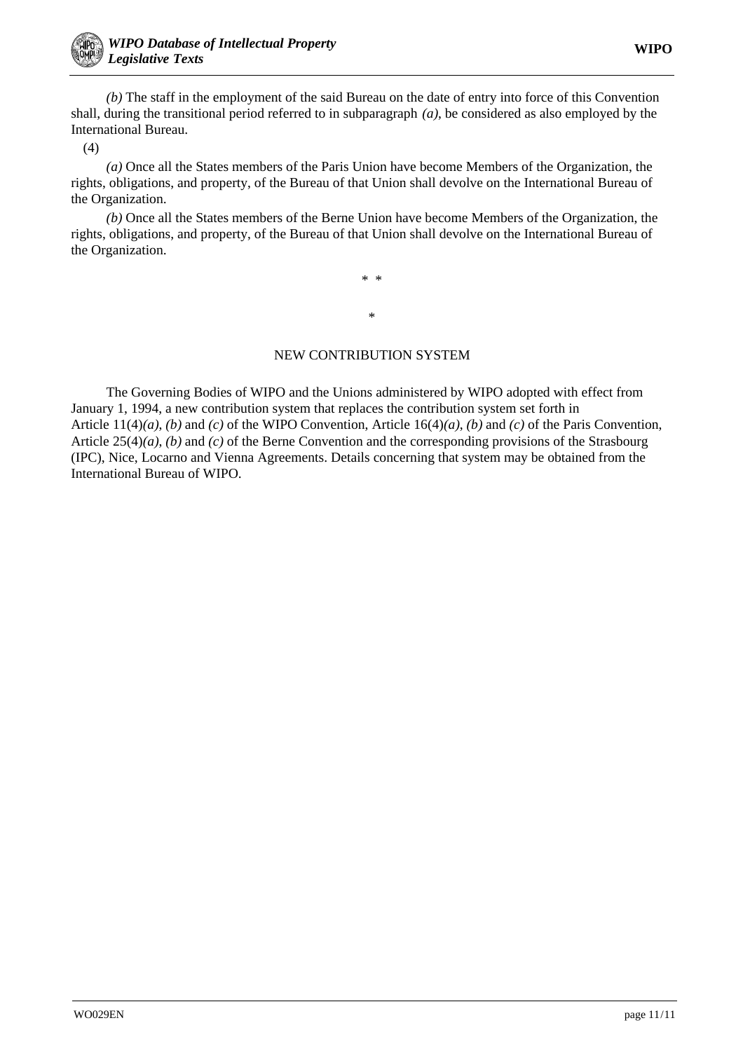*(b)* The staff in the employment of the said Bureau on the date of entry into force of this Convention shall, during the transitional period referred to in subparagraph *(a)*, be considered as also employed by the International Bureau.

(4)

*(a)* Once all the States members of the Paris Union have become Members of the Organization, the rights, obligations, and property, of the Bureau of that Union shall devolve on the International Bureau of the Organization.

*(b)* Once all the States members of the Berne Union have become Members of the Organization, the rights, obligations, and property, of the Bureau of that Union shall devolve on the International Bureau of the Organization.

\* \*

\*

NEW CONTRIBUTION SYSTEM

The Governing Bodies of WIPO and the Unions administered by WIPO adopted with effect from January 1, 1994, a new contribution system that replaces the contribution system set forth in Article 11(4)*(a)*, *(b)* and *(c)* of the WIPO Convention, Article 16(4)*(a)*, *(b)* and *(c)* of the Paris Convention, Article 25(4)*(a)*, *(b)* and *(c)* of the Berne Convention and the corresponding provisions of the Strasbourg (IPC), Nice, Locarno and Vienna Agreements. Details concerning that system may be obtained from the International Bureau of WIPO.